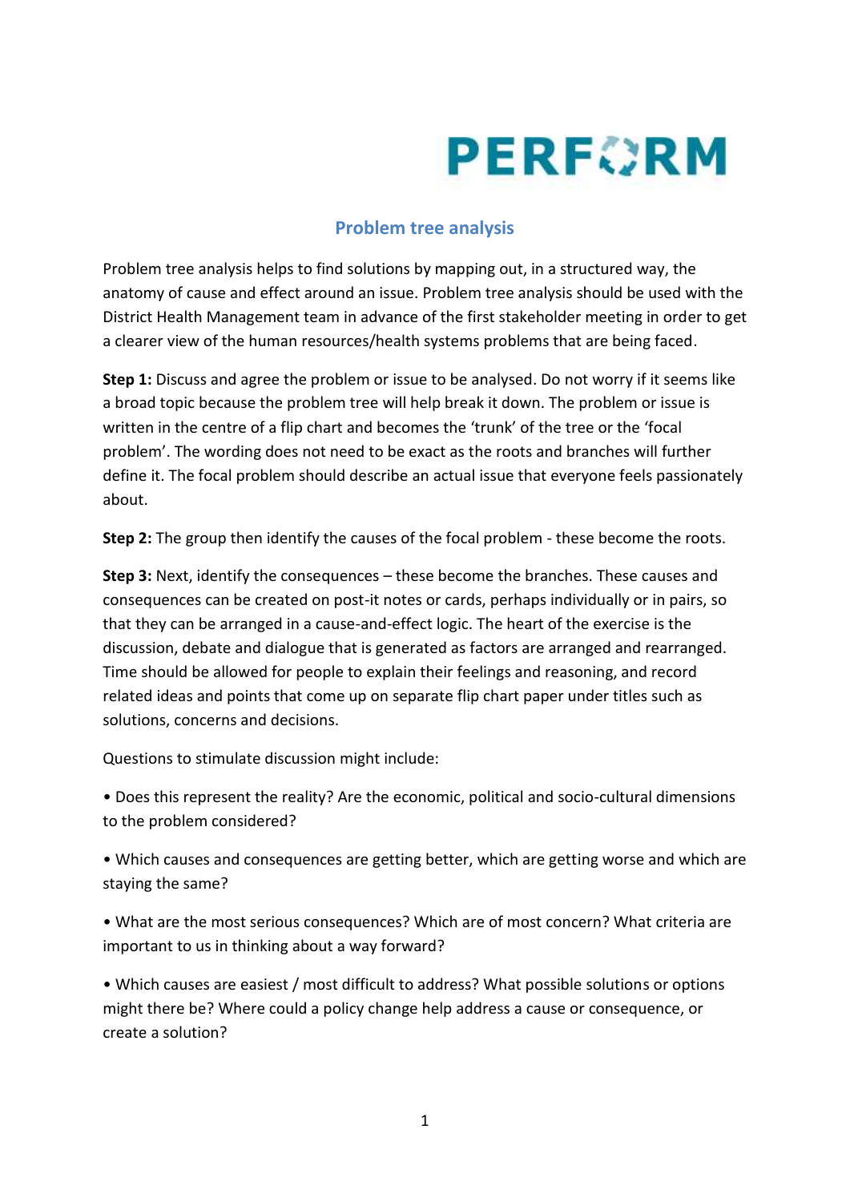PERFORM

# Problem tree analysis

Problem tree analysis helps to find solutions by mapping out, in a structured way, the anatomy of cause and effect around an issue. Problem tree analysis should be used with the District Health Management team in advance of the first stakeholder meeting in order to get a clearer view of the human resources/health systems problems that are being faced.

**Step 1:** Discuss and agree the problem or issue to be analysed. Do not worry if it seems like a broad topic because the problem tree will help break it down. The problem or issue is written in the centre of a flip chart and becomes the 'trunk' of the tree or the 'focal problem'. The wording does not need to be exact as the roots and branches will further define it. The focal problem should describe an actual issue that everyone feels passionately about.

**Step 2:** The group then identify the causes of the focal problem - these become the roots.

**Step 3:** Next, identify the consequences – these become the branches. These causes and consequences can be created on post-it notes or cards, perhaps individually or in pairs, so that they can be arranged in a cause-and-effect logic. The heart of the exercise is the discussion, debate and dialogue that is generated as factors are arranged and rearranged. Time should be allowed for people to explain their feelings and reasoning, and record related ideas and points that come up on separate flip chart paper under titles such as solutions, concerns and decisions.

Questions to stimulate discussion might include:

- Does this represent the reality? Are the economic, political and socio-cultural dimensions to the problem considered?
- Which causes and consequences are getting better, which are getting worse and which are staying the same?
- What are the most serious consequences? Which are of most concern? What criteria are important to us in thinking about a way forward?
- Which causes are easiest / most difficult to address? What possible solutions or options might there be? Where could a policy change help address a cause or consequence, or create a solution?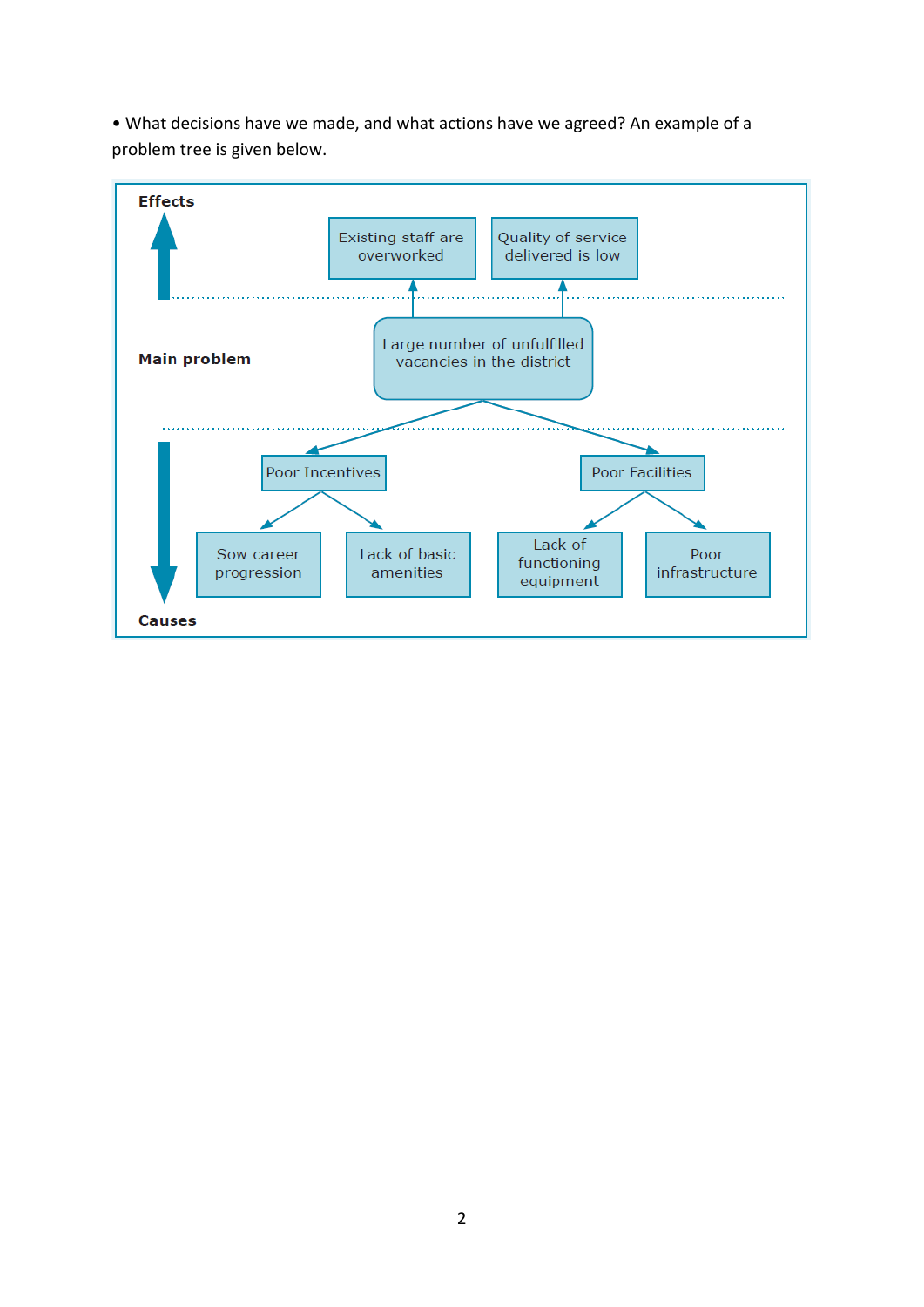- What decisions have we made, and what actions have we agreed? An example of a problem tree is given below.

Effects

Existing staff are overworked

Quality of service delivered is low

Main problem

Large number of unfulfilled vacancies in the district

Poor Incentives

Poor Facilities

Sow career progression

Lack of basic amenities

Lack of functioning equipment

Poor infrastructure

Causes